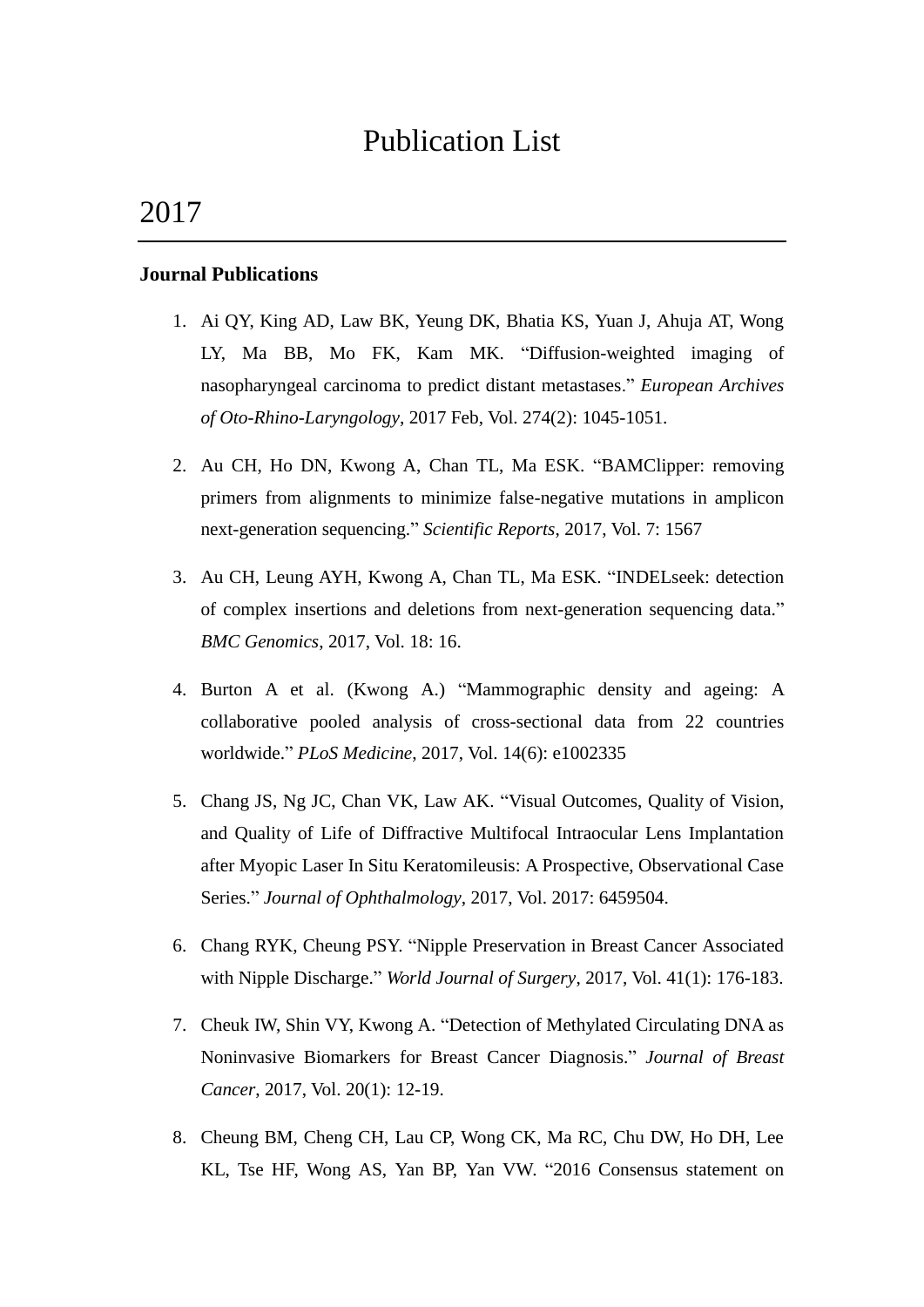# Publication List

## 2017

**Journal Publications**

1. Ai QY, King AD, Law BK, Yeung DK, Bhatia KS, Yuan J, Ahuja AT, Wong LY, Ma BB, Mo FK, Kam MK. "Diffusion-weighted imaging of nasopharyngeal carcinoma to predict distant metastases." *European Archives of Oto-Rhino-Laryngology*, 2017 Feb, Vol. 274(2): 1045-1051.

2. Au CH, Ho DN, Kwong A, Chan TL, Ma ESK. "BAMClipper: removing primers from alignments to minimize false-negative mutations in amplicon next-generation sequencing." *Scientific Reports*, 2017, Vol. 7: 1567

3. Au CH, Leung AYH, Kwong A, Chan TL, Ma ESK. "INDELseek: detection of complex insertions and deletions from next-generation sequencing data." *BMC Genomics*, 2017, Vol. 18: 16.

4. Burton A et al. (Kwong A.) "Mammographic density and ageing: A collaborative pooled analysis of cross-sectional data from 22 countries worldwide." *PLoS Medicine*, 2017, Vol. 14(6): e1002335

5. Chang JS, Ng JC, Chan VK, Law AK. "Visual Outcomes, Quality of Vision, and Quality of Life of Diffractive Multifocal Intraocular Lens Implantation after Myopic Laser In Situ Keratomileusis: A Prospective, Observational Case Series." *Journal of Ophthalmology*, 2017, Vol. 2017: 6459504.

6. Chang RYK, Cheung PSY. "Nipple Preservation in Breast Cancer Associated with Nipple Discharge." *World Journal of Surgery*, 2017, Vol. 41(1): 176-183.

7. Cheuk IW, Shin VY, Kwong A. "Detection of Methylated Circulating DNA as Noninvasive Biomarkers for Breast Cancer Diagnosis." *Journal of Breast Cancer*, 2017, Vol. 20(1): 12-19.

8. Cheung BM, Cheng CH, Lau CP, Wong CK, Ma RC, Chu DW, Ho DH, Lee KL, Tse HF, Wong AS, Yan BP, Yan VW. "2016 Consensus statement on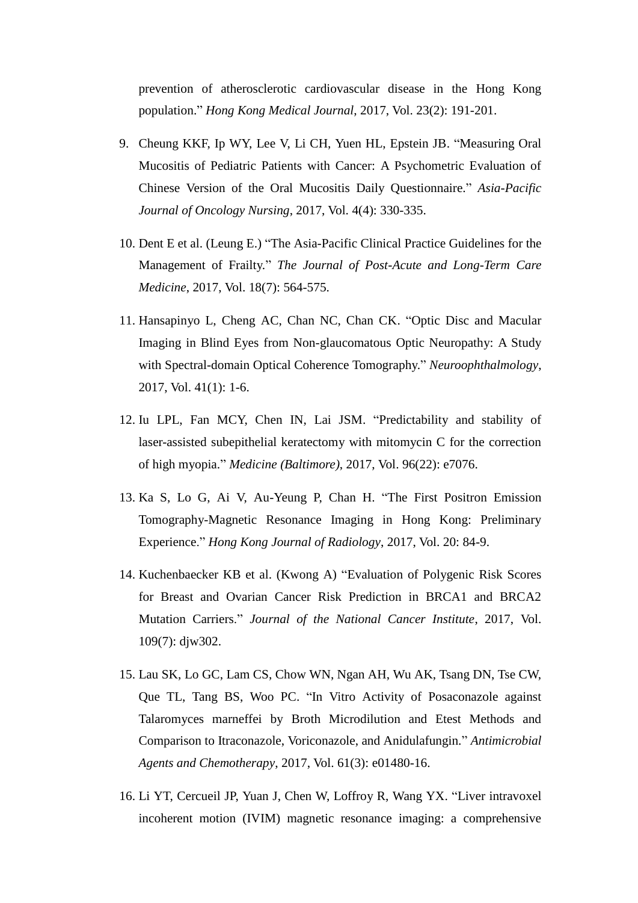prevention of atherosclerotic cardiovascular disease in the Hong Kong population." *Hong Kong Medical Journal*, 2017, Vol. 23(2): 191-201.

9. Cheung KKF, Ip WY, Lee V, Li CH, Yuen HL, Epstein JB. "Measuring Oral Mucositis of Pediatric Patients with Cancer: A Psychometric Evaluation of Chinese Version of the Oral Mucositis Daily Questionnaire." *Asia-Pacific Journal of Oncology Nursing*, 2017, Vol. 4(4): 330-335.

10. Dent E et al. (Leung E.) "The Asia-Pacific Clinical Practice Guidelines for the Management of Frailty." *The Journal of Post-Acute and Long-Term Care Medicine*, 2017, Vol. 18(7): 564-575.

11. Hansapinyo L, Cheng AC, Chan NC, Chan CK. "Optic Disc and Macular Imaging in Blind Eyes from Non-glaucomatous Optic Neuropathy: A Study with Spectral-domain Optical Coherence Tomography." *Neuroophthalmology*, 2017, Vol. 41(1): 1-6.

12. Iu LPL, Fan MCY, Chen IN, Lai JSM. "Predictability and stability of laser-assisted subepithelial keratectomy with mitomycin C for the correction of high myopia." *Medicine (Baltimore)*, 2017, Vol. 96(22): e7076.

13. Ka S, Lo G, Ai V, Au-Yeung P, Chan H. "The First Positron Emission Tomography-Magnetic Resonance Imaging in Hong Kong: Preliminary Experience." *Hong Kong Journal of Radiology*, 2017, Vol. 20: 84-9.

14. Kuchenbaecker KB et al. (Kwong A) "Evaluation of Polygenic Risk Scores for Breast and Ovarian Cancer Risk Prediction in BRCA1 and BRCA2 Mutation Carriers." *Journal of the National Cancer Institute*, 2017, Vol. 109(7): djw302.

15. Lau SK, Lo GC, Lam CS, Chow WN, Ngan AH, Wu AK, Tsang DN, Tse CW, Que TL, Tang BS, Woo PC. "In Vitro Activity of Posaconazole against Talaromyces marneffei by Broth Microdilution and Etest Methods and Comparison to Itraconazole, Voriconazole, and Anidulafungin." *Antimicrobial Agents and Chemotherapy*, 2017, Vol. 61(3): e01480-16.

16. Li YT, Cercueil JP, Yuan J, Chen W, Loffroy R, Wang YX. "Liver intravoxel incoherent motion (IVIM) magnetic resonance imaging: a comprehensive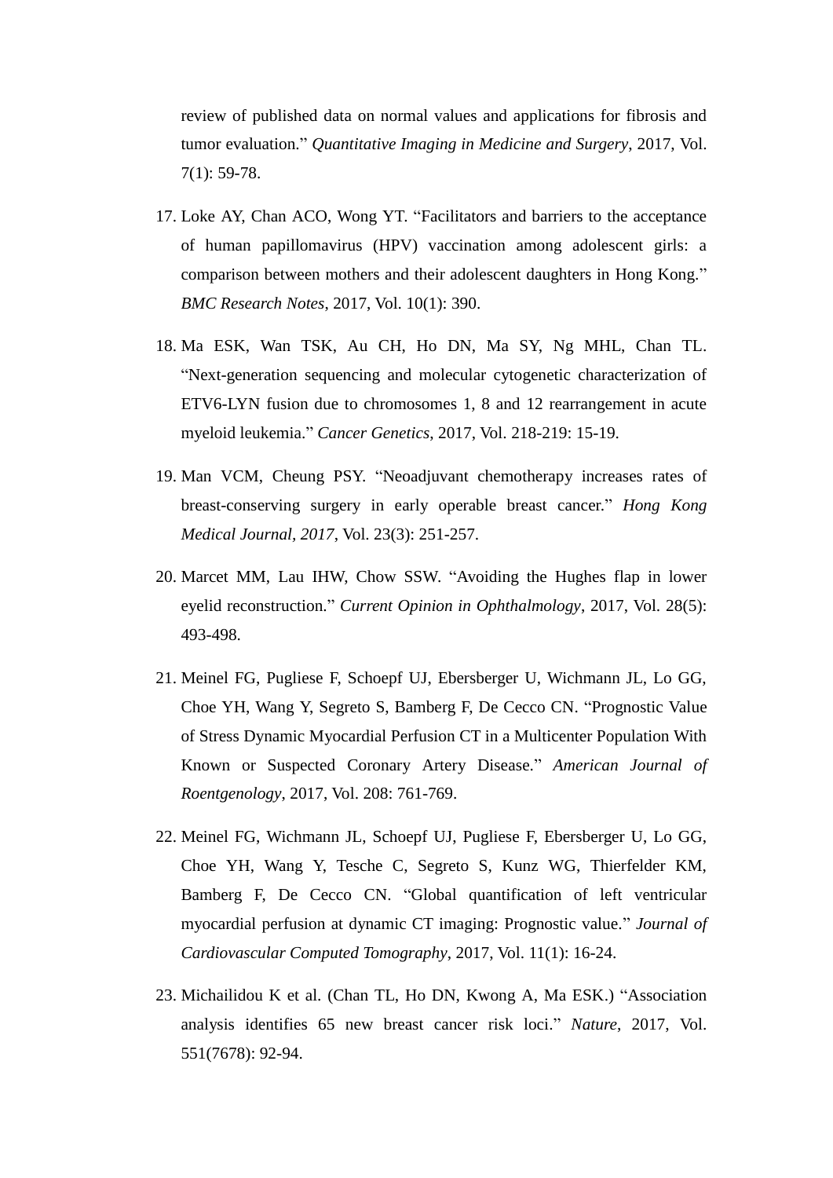review of published data on normal values and applications for fibrosis and tumor evaluation." *Quantitative Imaging in Medicine and Surgery*, 2017, Vol. 7(1): 59-78.

17. Loke AY, Chan ACO, Wong YT. "Facilitators and barriers to the acceptance of human papillomavirus (HPV) vaccination among adolescent girls: a comparison between mothers and their adolescent daughters in Hong Kong." *BMC Research Notes*, 2017, Vol. 10(1): 390.

18. Ma ESK, Wan TSK, Au CH, Ho DN, Ma SY, Ng MHL, Chan TL. "Next-generation sequencing and molecular cytogenetic characterization of ETV6-LYN fusion due to chromosomes 1, 8 and 12 rearrangement in acute myeloid leukemia." *Cancer Genetics*, 2017, Vol. 218-219: 15-19.

19. Man VCM, Cheung PSY. "Neoadjuvant chemotherapy increases rates of breast-conserving surgery in early operable breast cancer." *Hong Kong Medical Journal*, *2017*, Vol. 23(3): 251-257.

20. Marcet MM, Lau IHW, Chow SSW. "Avoiding the Hughes flap in lower eyelid reconstruction." *Current Opinion in Ophthalmology*, 2017, Vol. 28(5): 493-498.

21. Meinel FG, Pugliese F, Schoepf UJ, Ebersberger U, Wichmann JL, Lo GG, Choe YH, Wang Y, Segreto S, Bamberg F, De Cecco CN. "Prognostic Value of Stress Dynamic Myocardial Perfusion CT in a Multicenter Population With Known or Suspected Coronary Artery Disease." *American Journal of Roentgenology*, 2017, Vol. 208: 761-769.

22. Meinel FG, Wichmann JL, Schoepf UJ, Pugliese F, Ebersberger U, Lo GG, Choe YH, Wang Y, Tesche C, Segreto S, Kunz WG, Thierfelder KM, Bamberg F, De Cecco CN. "Global quantification of left ventricular myocardial perfusion at dynamic CT imaging: Prognostic value." *Journal of Cardiovascular Computed Tomography*, 2017, Vol. 11(1): 16-24.

23. Michailidou K et al. (Chan TL, Ho DN, Kwong A, Ma ESK.) "Association analysis identifies 65 new breast cancer risk loci." *Nature*, 2017, Vol. 551(7678): 92-94.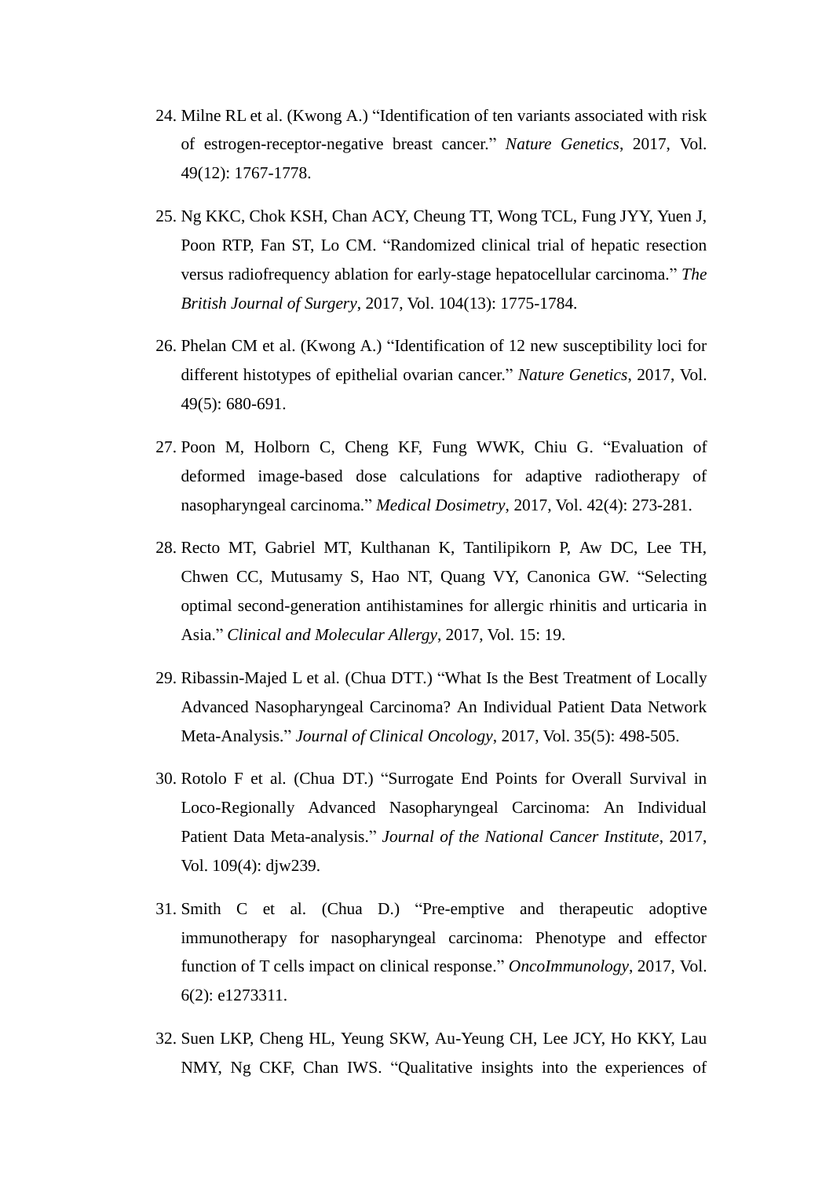24. Milne RL et al. (Kwong A.) “Identification of ten variants associated with risk of estrogen-receptor-negative breast cancer.” *Nature Genetics*, 2017, Vol. 49(12): 1767-1778.

25. Ng KKC, Chok KSH, Chan ACY, Cheung TT, Wong TCL, Fung JYY, Yuen J, Poon RTP, Fan ST, Lo CM. “Randomized clinical trial of hepatic resection versus radiofrequency ablation for early-stage hepatocellular carcinoma.” *The British Journal of Surgery*, 2017, Vol. 104(13): 1775-1784.

26. Phelan CM et al. (Kwong A.) “Identification of 12 new susceptibility loci for different histotypes of epithelial ovarian cancer.” *Nature Genetics*, 2017, Vol. 49(5): 680-691.

27. Poon M, Holborn C, Cheng KF, Fung WWK, Chiu G. “Evaluation of deformed image-based dose calculations for adaptive radiotherapy of nasopharyngeal carcinoma.” *Medical Dosimetry*, 2017, Vol. 42(4): 273-281.

28. Recto MT, Gabriel MT, Kulthanan K, Tantilipikorn P, Aw DC, Lee TH, Chwen CC, Mutusamy S, Hao NT, Quang VY, Canonica GW. “Selecting optimal second-generation antihistamines for allergic rhinitis and urticaria in Asia.” *Clinical and Molecular Allergy*, 2017, Vol. 15: 19.

29. Ribassin-Majed L et al. (Chua DTT.) “What Is the Best Treatment of Locally Advanced Nasopharyngeal Carcinoma? An Individual Patient Data Network Meta-Analysis.” *Journal of Clinical Oncology*, 2017, Vol. 35(5): 498-505.

30. Rotolo F et al. (Chua DT.) “Surrogate End Points for Overall Survival in Loco-Regionally Advanced Nasopharyngeal Carcinoma: An Individual Patient Data Meta-analysis.” *Journal of the National Cancer Institute*, 2017, Vol. 109(4): djw239.

31. Smith C et al. (Chua D.) “Pre-emptive and therapeutic adoptive immunotherapy for nasopharyngeal carcinoma: Phenotype and effector function of T cells impact on clinical response.” *OncoImmunology*, 2017, Vol. 6(2): e1273311.

32. Suen LKP, Cheng HL, Yeung SKW, Au-Yeung CH, Lee JCY, Ho KKY, Lau NMY, Ng CKF, Chan IWS. “Qualitative insights into the experiences of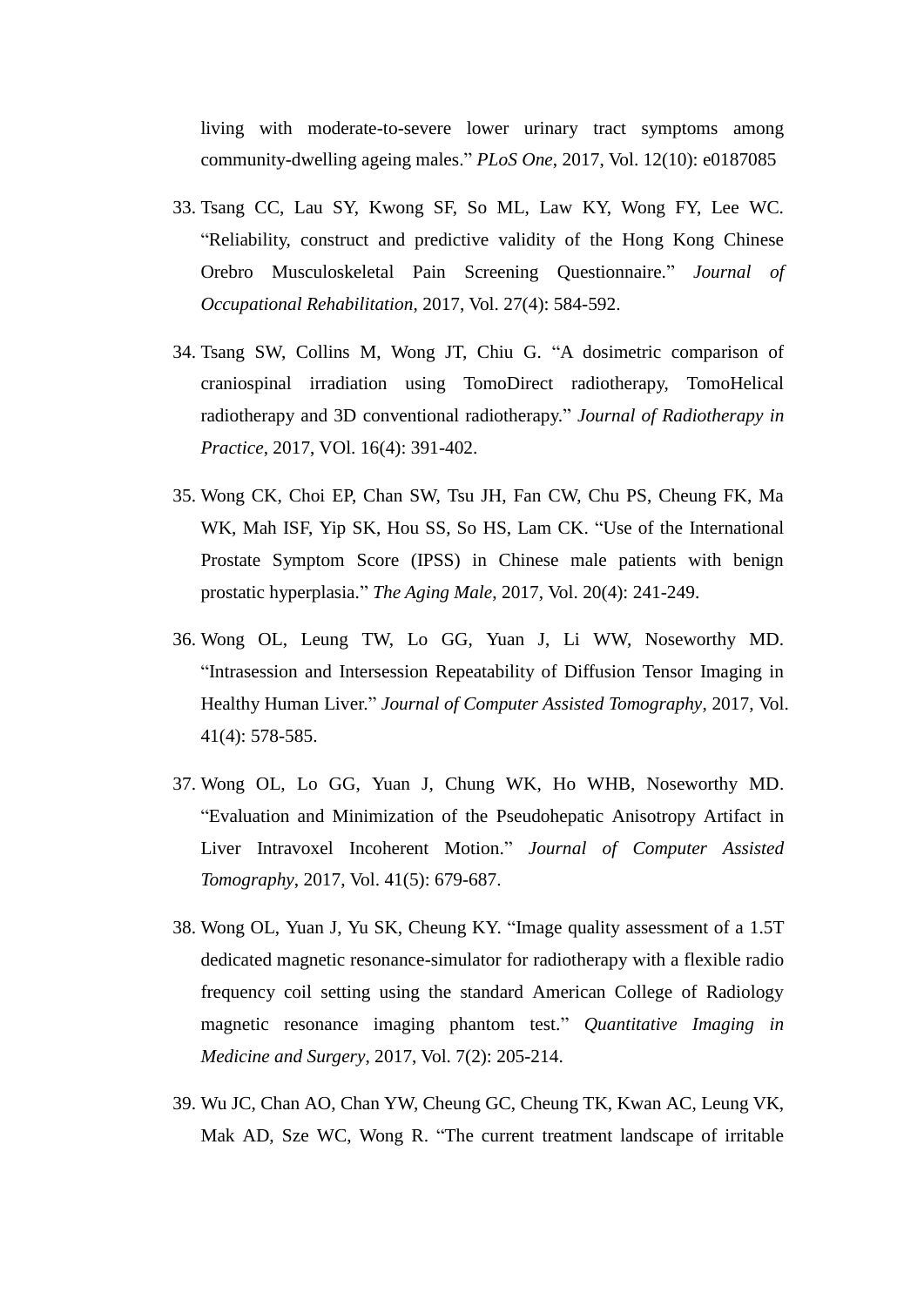living with moderate-to-severe lower urinary tract symptoms among community-dwelling ageing males." *PLoS One*, 2017, Vol. 12(10): e0187085

33. Tsang CC, Lau SY, Kwong SF, So ML, Law KY, Wong FY, Lee WC. "Reliability, construct and predictive validity of the Hong Kong Chinese Orebro Musculoskeletal Pain Screening Questionnaire." *Journal of Occupational Rehabilitation*, 2017, Vol. 27(4): 584-592.

34. Tsang SW, Collins M, Wong JT, Chiu G. "A dosimetric comparison of craniospinal irradiation using TomoDirect radiotherapy, TomoHelical radiotherapy and 3D conventional radiotherapy." *Journal of Radiotherapy in Practice*, 2017, VOl. 16(4): 391-402.

35. Wong CK, Choi EP, Chan SW, Tsu JH, Fan CW, Chu PS, Cheung FK, Ma WK, Mah ISF, Yip SK, Hou SS, So HS, Lam CK. "Use of the International Prostate Symptom Score (IPSS) in Chinese male patients with benign prostatic hyperplasia." *The Aging Male*, 2017, Vol. 20(4): 241-249.

36. Wong OL, Leung TW, Lo GG, Yuan J, Li WW, Noseworthy MD. "Intrasession and Intersession Repeatability of Diffusion Tensor Imaging in Healthy Human Liver." *Journal of Computer Assisted Tomography*, 2017, Vol. 41(4): 578-585.

37. Wong OL, Lo GG, Yuan J, Chung WK, Ho WHB, Noseworthy MD. "Evaluation and Minimization of the Pseudohepatic Anisotropy Artifact in Liver Intravoxel Incoherent Motion." *Journal of Computer Assisted Tomography*, 2017, Vol. 41(5): 679-687.

38. Wong OL, Yuan J, Yu SK, Cheung KY. "Image quality assessment of a 1.5T dedicated magnetic resonance-simulator for radiotherapy with a flexible radio frequency coil setting using the standard American College of Radiology magnetic resonance imaging phantom test." *Quantitative Imaging in Medicine and Surgery*, 2017, Vol. 7(2): 205-214.

39. Wu JC, Chan AO, Chan YW, Cheung GC, Cheung TK, Kwan AC, Leung VK, Mak AD, Sze WC, Wong R. "The current treatment landscape of irritable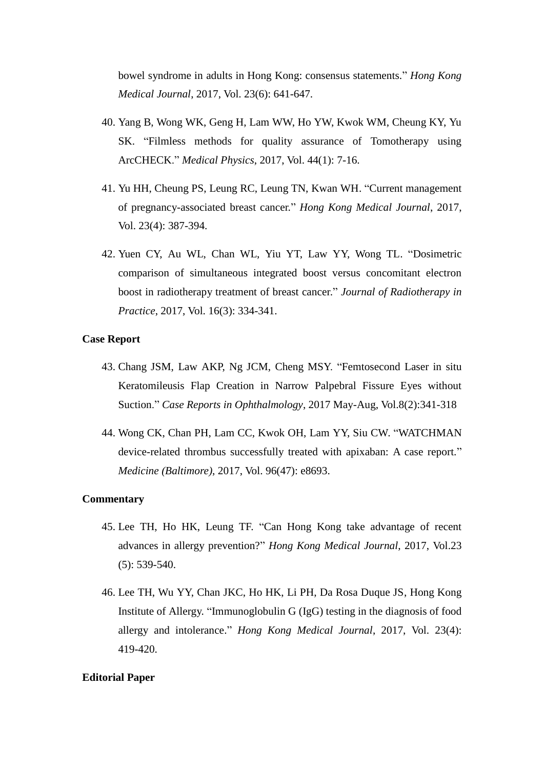bowel syndrome in adults in Hong Kong: consensus statements." *Hong Kong Medical Journal*, 2017, Vol. 23(6): 641-647.

40. Yang B, Wong WK, Geng H, Lam WW, Ho YW, Kwok WM, Cheung KY, Yu SK. "Filmless methods for quality assurance of Tomotherapy using ArcCHECK." *Medical Physics*, 2017, Vol. 44(1): 7-16.

41. Yu HH, Cheung PS, Leung RC, Leung TN, Kwan WH. "Current management of pregnancy-associated breast cancer." *Hong Kong Medical Journal*, 2017, Vol. 23(4): 387-394.

42. Yuen CY, Au WL, Chan WL, Yiu YT, Law YY, Wong TL. "Dosimetric comparison of simultaneous integrated boost versus concomitant electron boost in radiotherapy treatment of breast cancer." *Journal of Radiotherapy in Practice*, 2017, Vol. 16(3): 334-341.

**Case Report**

43. Chang JSM, Law AKP, Ng JCM, Cheng MSY. "Femtosecond Laser in situ Keratomileusis Flap Creation in Narrow Palpebral Fissure Eyes without Suction." *Case Reports in Ophthalmology*, 2017 May-Aug, Vol.8(2):341-318

44. Wong CK, Chan PH, Lam CC, Kwok OH, Lam YY, Siu CW. "WATCHMAN device-related thrombus successfully treated with apixaban: A case report." *Medicine (Baltimore)*, 2017, Vol. 96(47): e8693.

**Commentary**

45. Lee TH, Ho HK, Leung TF. "Can Hong Kong take advantage of recent advances in allergy prevention?" *Hong Kong Medical Journal*, 2017, Vol.23 (5): 539-540.

46. Lee TH, Wu YY, Chan JKC, Ho HK, Li PH, Da Rosa Duque JS, Hong Kong Institute of Allergy. "Immunoglobulin G (IgG) testing in the diagnosis of food allergy and intolerance." *Hong Kong Medical Journal*, 2017, Vol. 23(4): 419-420.

**Editorial Paper**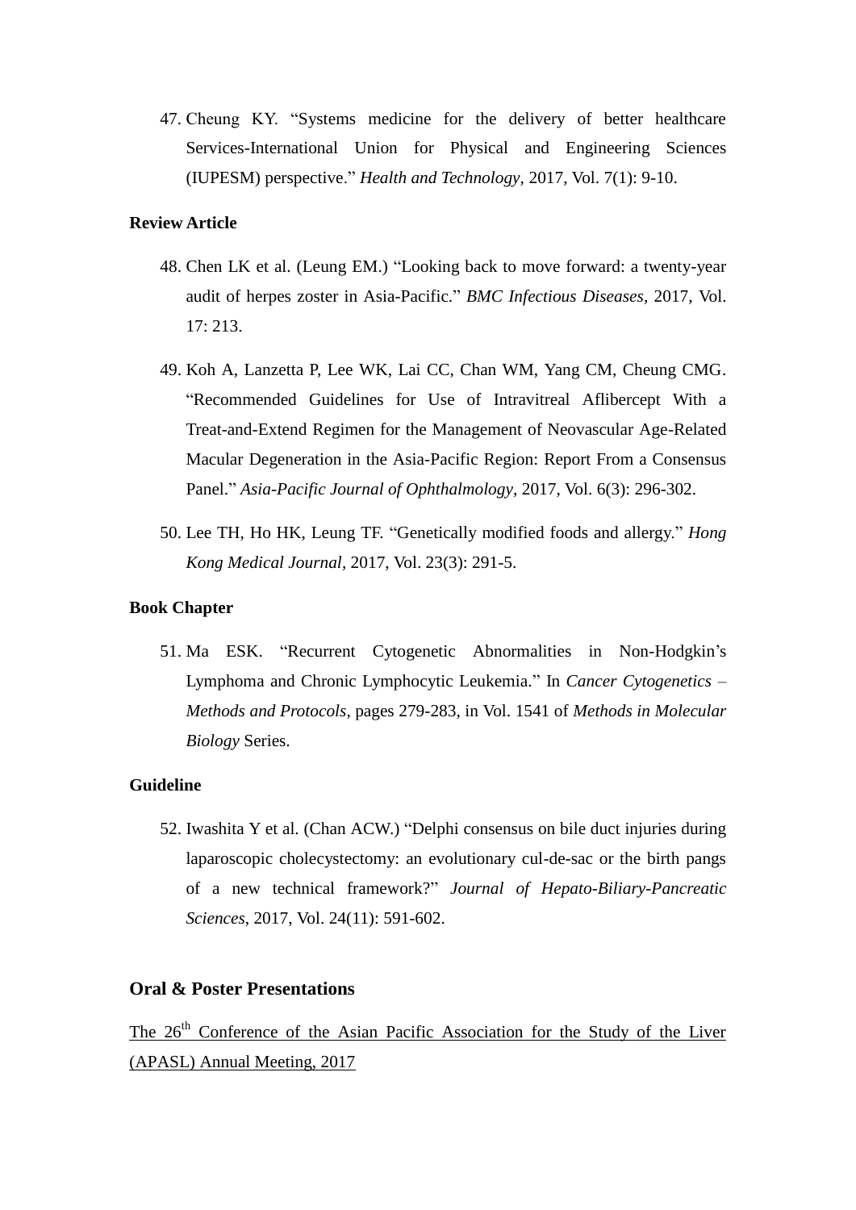47. Cheung KY. "Systems medicine for the delivery of better healthcare Services-International Union for Physical and Engineering Sciences (IUPESM) perspective." *Health and Technology*, 2017, Vol. 7(1): 9-10.

**Review Article**

48. Chen LK et al. (Leung EM.) "Looking back to move forward: a twenty-year audit of herpes zoster in Asia-Pacific." *BMC Infectious Diseases*, 2017, Vol. 17: 213.

49. Koh A, Lanzetta P, Lee WK, Lai CC, Chan WM, Yang CM, Cheung CMG. "Recommended Guidelines for Use of Intravitreal Aflibercept With a Treat-and-Extend Regimen for the Management of Neovascular Age-Related Macular Degeneration in the Asia-Pacific Region: Report From a Consensus Panel." *Asia-Pacific Journal of Ophthalmology*, 2017, Vol. 6(3): 296-302.

50. Lee TH, Ho HK, Leung TF. "Genetically modified foods and allergy." *Hong Kong Medical Journal*, 2017, Vol. 23(3): 291-5.

**Book Chapter**

51. Ma ESK. "Recurrent Cytogenetic Abnormalities in Non-Hodgkin's Lymphoma and Chronic Lymphocytic Leukemia." In *Cancer Cytogenetics – Methods and Protocols*, pages 279-283, in Vol. 1541 of *Methods in Molecular Biology* Series.

**Guideline**

52. Iwashita Y et al. (Chan ACW.) "Delphi consensus on bile duct injuries during laparoscopic cholecystectomy: an evolutionary cul-de-sac or the birth pangs of a new technical framework?" *Journal of Hepato-Biliary-Pancreatic Sciences*, 2017, Vol. 24(11): 591-602.

## Oral & Poster Presentations

The 26th Conference of the Asian Pacific Association for the Study of the Liver (APASL) Annual Meeting, 2017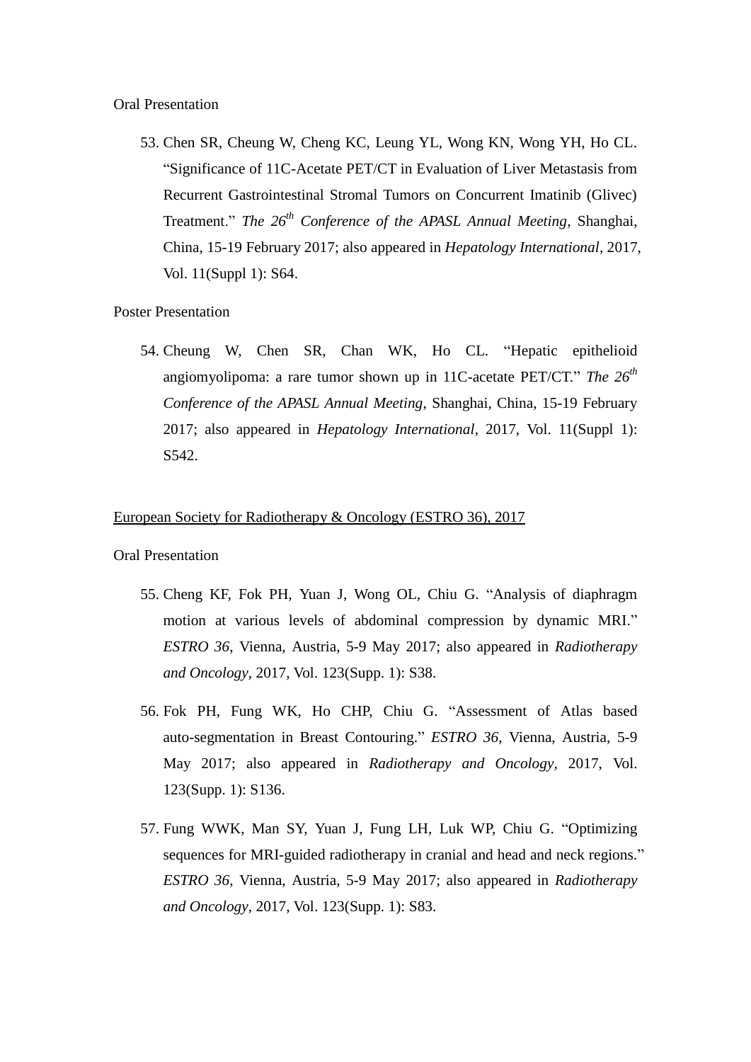Oral Presentation

53. Chen SR, Cheung W, Cheng KC, Leung YL, Wong KN, Wong YH, Ho CL. "Significance of 11C-Acetate PET/CT in Evaluation of Liver Metastasis from Recurrent Gastrointestinal Stromal Tumors on Concurrent Imatinib (Glivec) Treatment." *The 26th Conference of the APASL Annual Meeting*, Shanghai, China, 15-19 February 2017; also appeared in *Hepatology International*, 2017, Vol. 11(Suppl 1): S64.

Poster Presentation

54. Cheung W, Chen SR, Chan WK, Ho CL. "Hepatic epithelioid angiomyolipoma: a rare tumor shown up in 11C-acetate PET/CT." *The 26th Conference of the APASL Annual Meeting*, Shanghai, China, 15-19 February 2017; also appeared in *Hepatology International*, 2017, Vol. 11(Suppl 1): S542.

European Society for Radiotherapy & Oncology (ESTRO 36), 2017

Oral Presentation

55. Cheng KF, Fok PH, Yuan J, Wong OL, Chiu G. "Analysis of diaphragm motion at various levels of abdominal compression by dynamic MRI." *ESTRO 36*, Vienna, Austria, 5-9 May 2017; also appeared in *Radiotherapy and Oncology*, 2017, Vol. 123(Supp. 1): S38.

56. Fok PH, Fung WK, Ho CHP, Chiu G. "Assessment of Atlas based auto-segmentation in Breast Contouring." *ESTRO 36*, Vienna, Austria, 5-9 May 2017; also appeared in *Radiotherapy and Oncology*, 2017, Vol. 123(Supp. 1): S136.

57. Fung WWK, Man SY, Yuan J, Fung LH, Luk WP, Chiu G. "Optimizing sequences for MRI-guided radiotherapy in cranial and head and neck regions." *ESTRO 36*, Vienna, Austria, 5-9 May 2017; also appeared in *Radiotherapy and Oncology*, 2017, Vol. 123(Supp. 1): S83.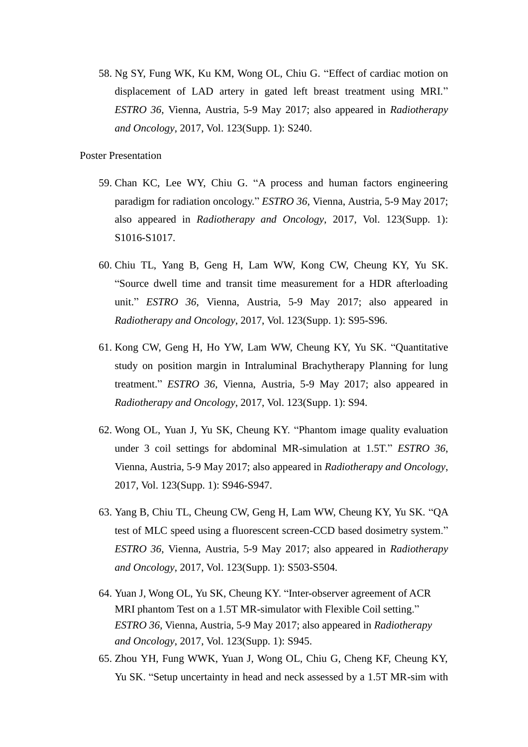58. Ng SY, Fung WK, Ku KM, Wong OL, Chiu G. “Effect of cardiac motion on displacement of LAD artery in gated left breast treatment using MRI.” *ESTRO 36*, Vienna, Austria, 5-9 May 2017; also appeared in *Radiotherapy and Oncology*, 2017, Vol. 123(Supp. 1): S240.

Poster Presentation

59. Chan KC, Lee WY, Chiu G. “A process and human factors engineering paradigm for radiation oncology.” *ESTRO 36*, Vienna, Austria, 5-9 May 2017; also appeared in *Radiotherapy and Oncology*, 2017, Vol. 123(Supp. 1): S1016-S1017.

60. Chiu TL, Yang B, Geng H, Lam WW, Kong CW, Cheung KY, Yu SK. “Source dwell time and transit time measurement for a HDR afterloading unit.” *ESTRO 36*, Vienna, Austria, 5-9 May 2017; also appeared in *Radiotherapy and Oncology*, 2017, Vol. 123(Supp. 1): S95-S96.

61. Kong CW, Geng H, Ho YW, Lam WW, Cheung KY, Yu SK. “Quantitative study on position margin in Intraluminal Brachytherapy Planning for lung treatment.” *ESTRO 36*, Vienna, Austria, 5-9 May 2017; also appeared in *Radiotherapy and Oncology*, 2017, Vol. 123(Supp. 1): S94.

62. Wong OL, Yuan J, Yu SK, Cheung KY. “Phantom image quality evaluation under 3 coil settings for abdominal MR-simulation at 1.5T.” *ESTRO 36*, Vienna, Austria, 5-9 May 2017; also appeared in *Radiotherapy and Oncology*, 2017, Vol. 123(Supp. 1): S946-S947.

63. Yang B, Chiu TL, Cheung CW, Geng H, Lam WW, Cheung KY, Yu SK. “QA test of MLC speed using a fluorescent screen-CCD based dosimetry system.” *ESTRO 36*, Vienna, Austria, 5-9 May 2017; also appeared in *Radiotherapy and Oncology*, 2017, Vol. 123(Supp. 1): S503-S504.

64. Yuan J, Wong OL, Yu SK, Cheung KY. “Inter-observer agreement of ACR MRI phantom Test on a 1.5T MR-simulator with Flexible Coil setting.” *ESTRO 36*, Vienna, Austria, 5-9 May 2017; also appeared in *Radiotherapy and Oncology*, 2017, Vol. 123(Supp. 1): S945.

65. Zhou YH, Fung WWK, Yuan J, Wong OL, Chiu G, Cheng KF, Cheung KY, Yu SK. “Setup uncertainty in head and neck assessed by a 1.5T MR-sim with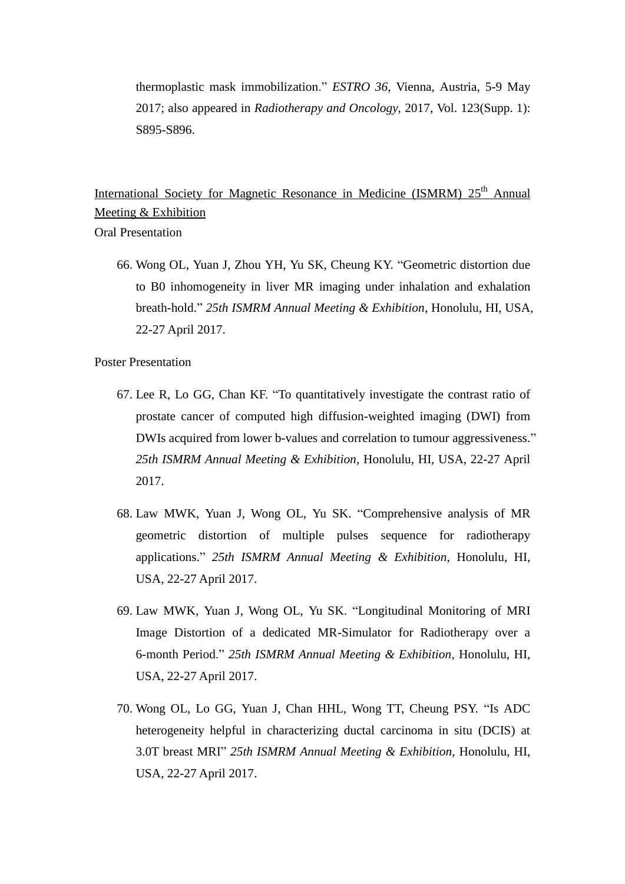thermoplastic mask immobilization." *ESTRO 36*, Vienna, Austria, 5-9 May 2017; also appeared in *Radiotherapy and Oncology*, 2017, Vol. 123(Supp. 1): S895-S896.

International Society for Magnetic Resonance in Medicine (ISMRM) 25th Annual Meeting & Exhibition

Oral Presentation

66. Wong OL, Yuan J, Zhou YH, Yu SK, Cheung KY. "Geometric distortion due to B0 inhomogeneity in liver MR imaging under inhalation and exhalation breath-hold." *25th ISMRM Annual Meeting & Exhibition*, Honolulu, HI, USA, 22-27 April 2017.

Poster Presentation

67. Lee R, Lo GG, Chan KF. "To quantitatively investigate the contrast ratio of prostate cancer of computed high diffusion-weighted imaging (DWI) from DWIs acquired from lower b-values and correlation to tumour aggressiveness." *25th ISMRM Annual Meeting & Exhibition*, Honolulu, HI, USA, 22-27 April 2017.

68. Law MWK, Yuan J, Wong OL, Yu SK. "Comprehensive analysis of MR geometric distortion of multiple pulses sequence for radiotherapy applications." *25th ISMRM Annual Meeting & Exhibition*, Honolulu, HI, USA, 22-27 April 2017.

69. Law MWK, Yuan J, Wong OL, Yu SK. "Longitudinal Monitoring of MRI Image Distortion of a dedicated MR-Simulator for Radiotherapy over a 6-month Period." *25th ISMRM Annual Meeting & Exhibition*, Honolulu, HI, USA, 22-27 April 2017.

70. Wong OL, Lo GG, Yuan J, Chan HHL, Wong TT, Cheung PSY. "Is ADC heterogeneity helpful in characterizing ductal carcinoma in situ (DCIS) at 3.0T breast MRI" *25th ISMRM Annual Meeting & Exhibition*, Honolulu, HI, USA, 22-27 April 2017.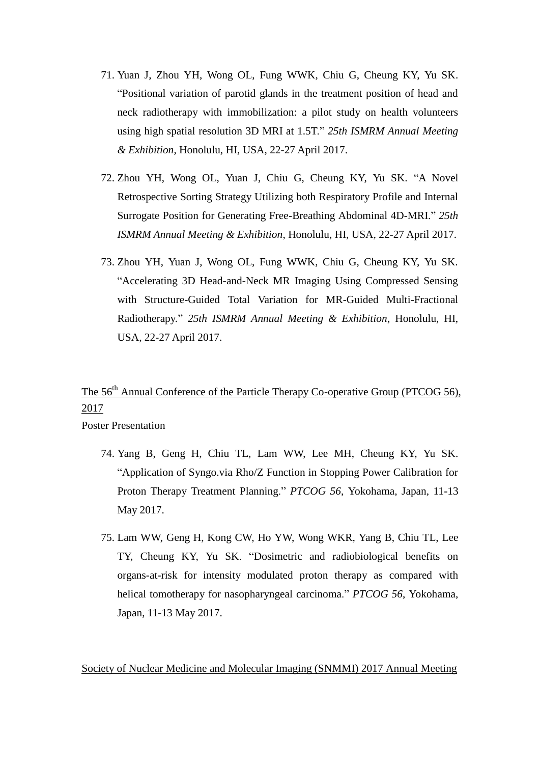71. Yuan J, Zhou YH, Wong OL, Fung WWK, Chiu G, Cheung KY, Yu SK. "Positional variation of parotid glands in the treatment position of head and neck radiotherapy with immobilization: a pilot study on health volunteers using high spatial resolution 3D MRI at 1.5T." *25th ISMRM Annual Meeting & Exhibition*, Honolulu, HI, USA, 22-27 April 2017.

72. Zhou YH, Wong OL, Yuan J, Chiu G, Cheung KY, Yu SK. "A Novel Retrospective Sorting Strategy Utilizing both Respiratory Profile and Internal Surrogate Position for Generating Free-Breathing Abdominal 4D-MRI." *25th ISMRM Annual Meeting & Exhibition*, Honolulu, HI, USA, 22-27 April 2017.

73. Zhou YH, Yuan J, Wong OL, Fung WWK, Chiu G, Cheung KY, Yu SK. "Accelerating 3D Head-and-Neck MR Imaging Using Compressed Sensing with Structure-Guided Total Variation for MR-Guided Multi-Fractional Radiotherapy." *25th ISMRM Annual Meeting & Exhibition*, Honolulu, HI, USA, 22-27 April 2017.

<u>The 56th Annual Conference of the Particle Therapy Co-operative Group (PTCOG 56), 2017</u>

Poster Presentation

74. Yang B, Geng H, Chiu TL, Lam WW, Lee MH, Cheung KY, Yu SK. "Application of Syngo.via Rho/Z Function in Stopping Power Calibration for Proton Therapy Treatment Planning." *PTCOG 56*, Yokohama, Japan, 11-13 May 2017.

75. Lam WW, Geng H, Kong CW, Ho YW, Wong WKR, Yang B, Chiu TL, Lee TY, Cheung KY, Yu SK. "Dosimetric and radiobiological benefits on organs-at-risk for intensity modulated proton therapy as compared with helical tomotherapy for nasopharyngeal carcinoma." *PTCOG 56*, Yokohama, Japan, 11-13 May 2017.

<u>Society of Nuclear Medicine and Molecular Imaging (SNMMI) 2017 Annual Meeting</u>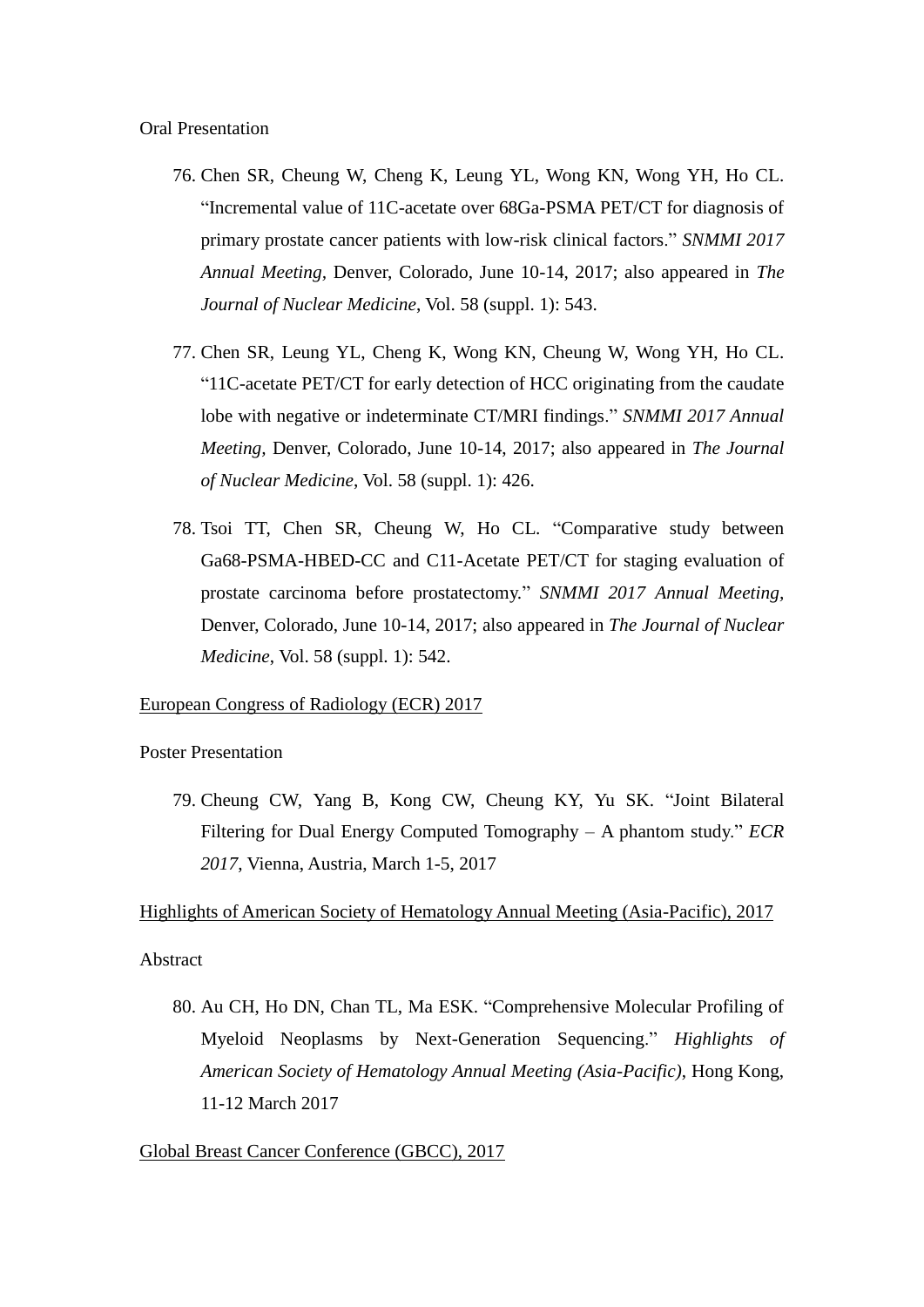Oral Presentation

76. Chen SR, Cheung W, Cheng K, Leung YL, Wong KN, Wong YH, Ho CL. “Incremental value of 11C-acetate over 68Ga-PSMA PET/CT for diagnosis of primary prostate cancer patients with low-risk clinical factors.” *SNMMI 2017 Annual Meeting*, Denver, Colorado, June 10-14, 2017; also appeared in *The Journal of Nuclear Medicine*, Vol. 58 (suppl. 1): 543.

77. Chen SR, Leung YL, Cheng K, Wong KN, Cheung W, Wong YH, Ho CL. “11C-acetate PET/CT for early detection of HCC originating from the caudate lobe with negative or indeterminate CT/MRI findings.” *SNMMI 2017 Annual Meeting*, Denver, Colorado, June 10-14, 2017; also appeared in *The Journal of Nuclear Medicine*, Vol. 58 (suppl. 1): 426.

78. Tsoi TT, Chen SR, Cheung W, Ho CL. “Comparative study between Ga68-PSMA-HBED-CC and C11-Acetate PET/CT for staging evaluation of prostate carcinoma before prostatectomy.” *SNMMI 2017 Annual Meeting*, Denver, Colorado, June 10-14, 2017; also appeared in *The Journal of Nuclear Medicine*, Vol. 58 (suppl. 1): 542.

<u>European Congress of Radiology (ECR) 2017</u>

Poster Presentation

79. Cheung CW, Yang B, Kong CW, Cheung KY, Yu SK. “Joint Bilateral Filtering for Dual Energy Computed Tomography – A phantom study.” *ECR 2017*, Vienna, Austria, March 1-5, 2017

<u>Highlights of American Society of Hematology Annual Meeting (Asia-Pacific), 2017</u>

Abstract

80. Au CH, Ho DN, Chan TL, Ma ESK. “Comprehensive Molecular Profiling of Myeloid Neoplasms by Next-Generation Sequencing.” *Highlights of American Society of Hematology Annual Meeting (Asia-Pacific)*, Hong Kong, 11-12 March 2017

<u>Global Breast Cancer Conference (GBCC), 2017</u>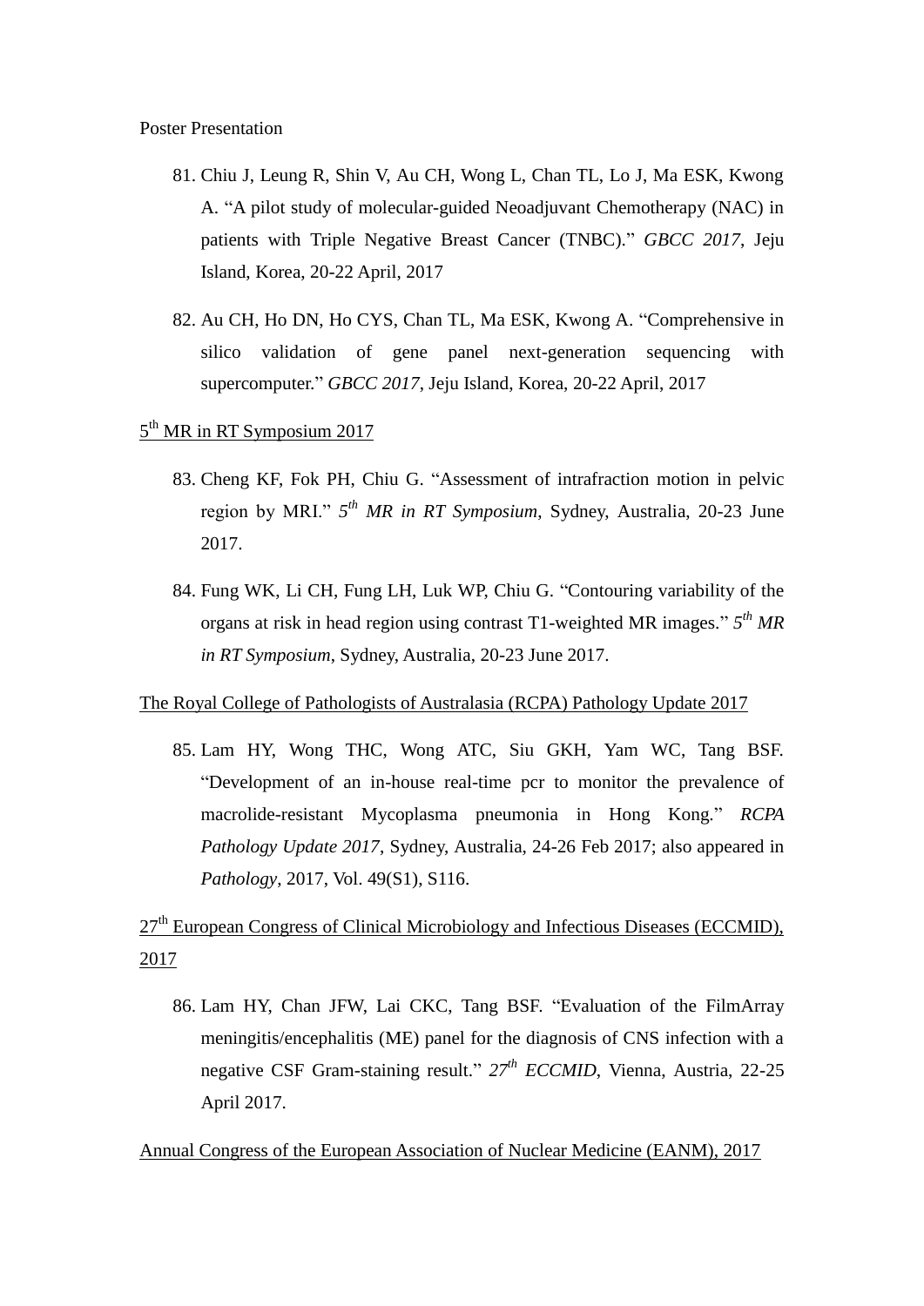Poster Presentation

81. Chiu J, Leung R, Shin V, Au CH, Wong L, Chan TL, Lo J, Ma ESK, Kwong A. “A pilot study of molecular-guided Neoadjuvant Chemotherapy (NAC) in patients with Triple Negative Breast Cancer (TNBC).” *GBCC 2017*, Jeju Island, Korea, 20-22 April, 2017

82. Au CH, Ho DN, Ho CYS, Chan TL, Ma ESK, Kwong A. “Comprehensive in silico validation of gene panel next-generation sequencing with supercomputer.” *GBCC 2017*, Jeju Island, Korea, 20-22 April, 2017

<u>5th MR in RT Symposium 2017</u>

83. Cheng KF, Fok PH, Chiu G. “Assessment of intrafraction motion in pelvic region by MRI.” *5th MR in RT Symposium*, Sydney, Australia, 20-23 June 2017.

84. Fung WK, Li CH, Fung LH, Luk WP, Chiu G. “Contouring variability of the organs at risk in head region using contrast T1-weighted MR images.” *5th MR in RT Symposium*, Sydney, Australia, 20-23 June 2017.

<u>The Royal College of Pathologists of Australasia (RCPA) Pathology Update 2017</u>

85. Lam HY, Wong THC, Wong ATC, Siu GKH, Yam WC, Tang BSF. “Development of an in-house real-time pcr to monitor the prevalence of macrolide-resistant Mycoplasma pneumonia in Hong Kong.” *RCPA Pathology Update 2017*, Sydney, Australia, 24-26 Feb 2017; also appeared in *Pathology*, 2017, Vol. 49(S1), S116.

<u>27th European Congress of Clinical Microbiology and Infectious Diseases (ECCMID), 2017</u>

86. Lam HY, Chan JFW, Lai CKC, Tang BSF. “Evaluation of the FilmArray meningitis/encephalitis (ME) panel for the diagnosis of CNS infection with a negative CSF Gram-staining result.” *27th ECCMID*, Vienna, Austria, 22-25 April 2017.

<u>Annual Congress of the European Association of Nuclear Medicine (EANM), 2017</u>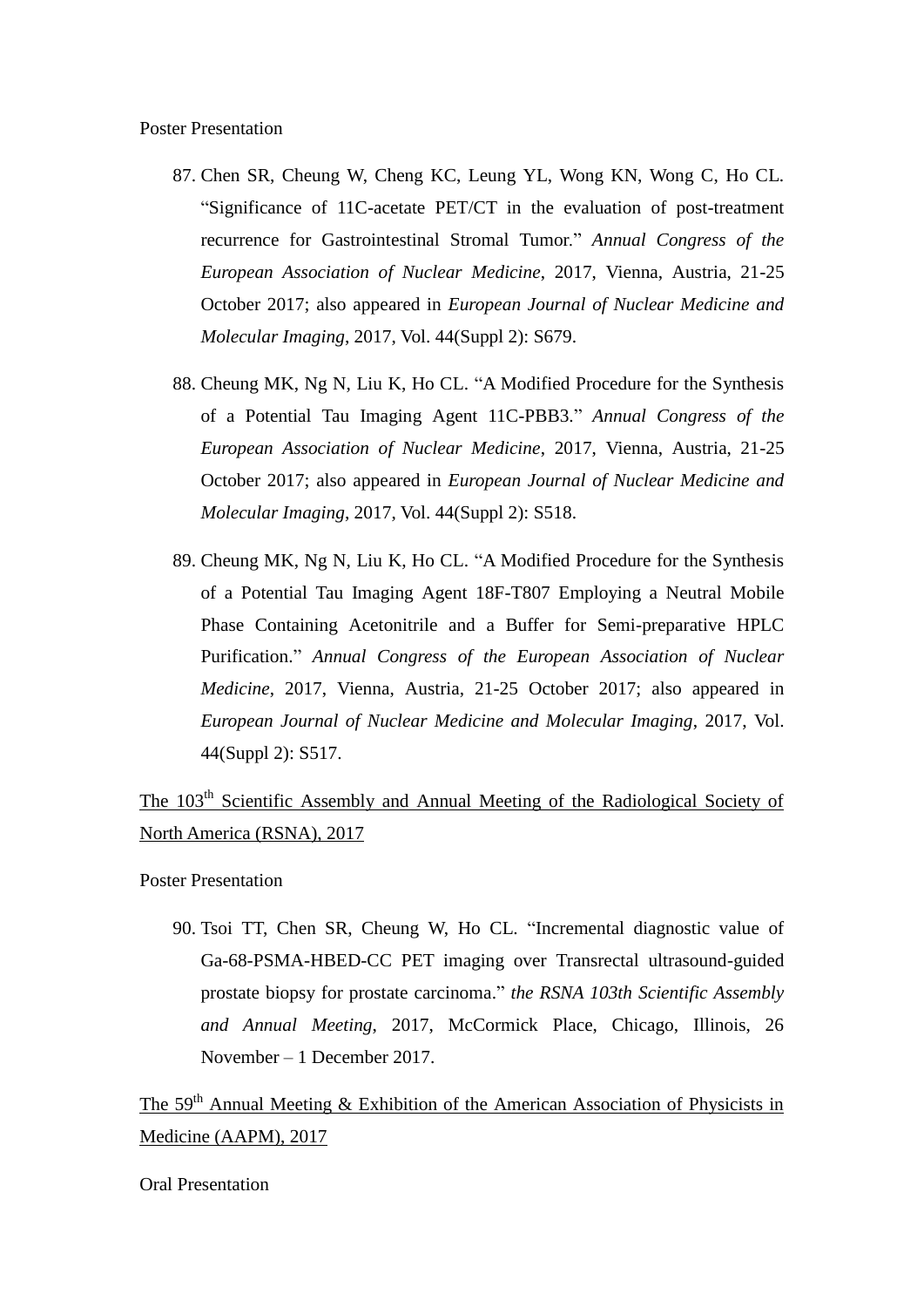Poster Presentation

87. Chen SR, Cheung W, Cheng KC, Leung YL, Wong KN, Wong C, Ho CL. "Significance of 11C-acetate PET/CT in the evaluation of post-treatment recurrence for Gastrointestinal Stromal Tumor." *Annual Congress of the European Association of Nuclear Medicine*, 2017, Vienna, Austria, 21-25 October 2017; also appeared in *European Journal of Nuclear Medicine and Molecular Imaging*, 2017, Vol. 44(Suppl 2): S679.

88. Cheung MK, Ng N, Liu K, Ho CL. "A Modified Procedure for the Synthesis of a Potential Tau Imaging Agent 11C-PBB3." *Annual Congress of the European Association of Nuclear Medicine*, 2017, Vienna, Austria, 21-25 October 2017; also appeared in *European Journal of Nuclear Medicine and Molecular Imaging*, 2017, Vol. 44(Suppl 2): S518.

89. Cheung MK, Ng N, Liu K, Ho CL. "A Modified Procedure for the Synthesis of a Potential Tau Imaging Agent 18F-T807 Employing a Neutral Mobile Phase Containing Acetonitrile and a Buffer for Semi-preparative HPLC Purification." *Annual Congress of the European Association of Nuclear Medicine*, 2017, Vienna, Austria, 21-25 October 2017; also appeared in *European Journal of Nuclear Medicine and Molecular Imaging*, 2017, Vol. 44(Suppl 2): S517.

<u>The 103$^{th}$ Scientific Assembly and Annual Meeting of the Radiological Society of North America (RSNA), 2017</u>

Poster Presentation

90. Tsoi TT, Chen SR, Cheung W, Ho CL. "Incremental diagnostic value of Ga-68-PSMA-HBED-CC PET imaging over Transrectal ultrasound-guided prostate biopsy for prostate carcinoma." *the RSNA 103th Scientific Assembly and Annual Meeting*, 2017, McCormick Place, Chicago, Illinois, 26 November – 1 December 2017.

<u>The 59$^{th}$ Annual Meeting & Exhibition of the American Association of Physicists in Medicine (AAPM), 2017</u>

Oral Presentation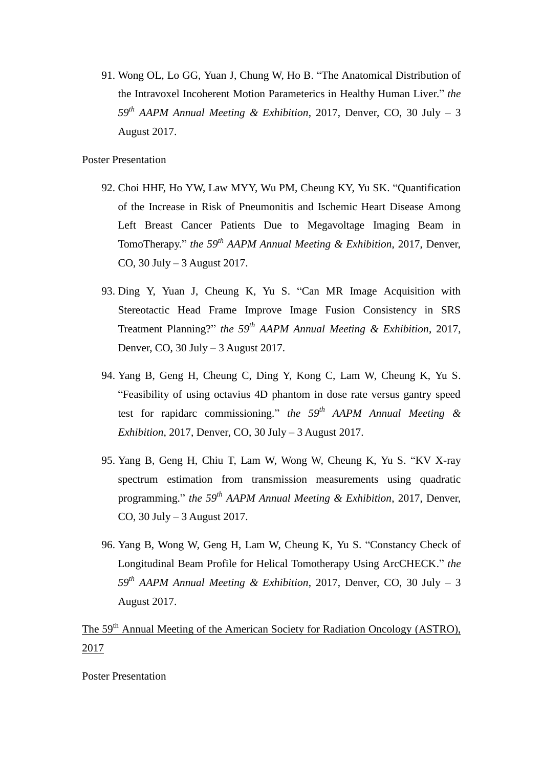91. Wong OL, Lo GG, Yuan J, Chung W, Ho B. "The Anatomical Distribution of the Intravoxel Incoherent Motion Parameterics in Healthy Human Liver." *the 59th AAPM Annual Meeting & Exhibition*, 2017, Denver, CO, 30 July – 3 August 2017.

Poster Presentation

92. Choi HHF, Ho YW, Law MYY, Wu PM, Cheung KY, Yu SK. "Quantification of the Increase in Risk of Pneumonitis and Ischemic Heart Disease Among Left Breast Cancer Patients Due to Megavoltage Imaging Beam in TomoTherapy." *the 59th AAPM Annual Meeting & Exhibition*, 2017, Denver, CO, 30 July – 3 August 2017.

93. Ding Y, Yuan J, Cheung K, Yu S. "Can MR Image Acquisition with Stereotactic Head Frame Improve Image Fusion Consistency in SRS Treatment Planning?" *the 59th AAPM Annual Meeting & Exhibition*, 2017, Denver, CO, 30 July – 3 August 2017.

94. Yang B, Geng H, Cheung C, Ding Y, Kong C, Lam W, Cheung K, Yu S. "Feasibility of using octavius 4D phantom in dose rate versus gantry speed test for rapidarc commissioning." *the 59th AAPM Annual Meeting & Exhibition*, 2017, Denver, CO, 30 July – 3 August 2017.

95. Yang B, Geng H, Chiu T, Lam W, Wong W, Cheung K, Yu S. "KV X-ray spectrum estimation from transmission measurements using quadratic programming." *the 59th AAPM Annual Meeting & Exhibition*, 2017, Denver, CO, 30 July – 3 August 2017.

96. Yang B, Wong W, Geng H, Lam W, Cheung K, Yu S. "Constancy Check of Longitudinal Beam Profile for Helical Tomotherapy Using ArcCHECK." *the 59th AAPM Annual Meeting & Exhibition*, 2017, Denver, CO, 30 July – 3 August 2017.

The 59th Annual Meeting of the American Society for Radiation Oncology (ASTRO), 2017

Poster Presentation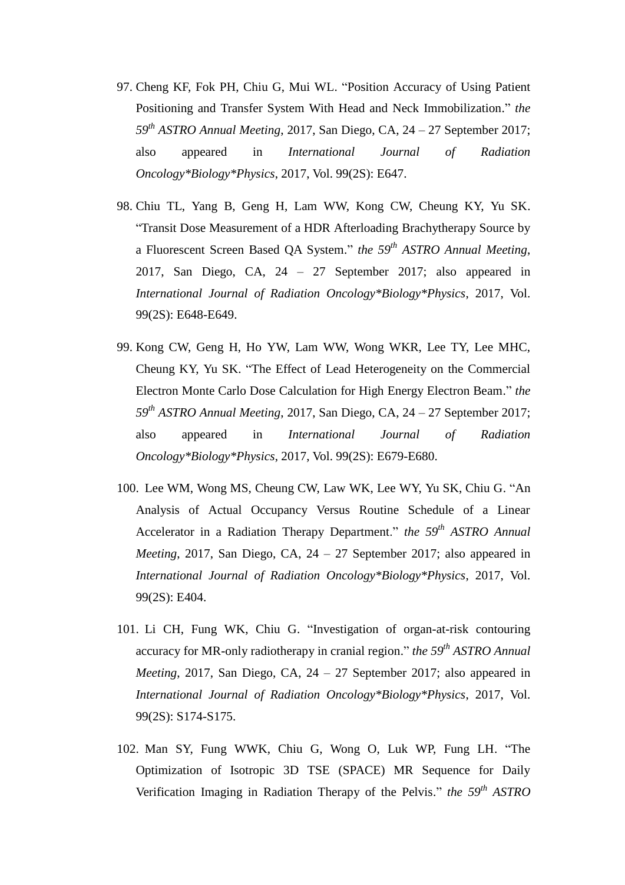97. Cheng KF, Fok PH, Chiu G, Mui WL. "Position Accuracy of Using Patient Positioning and Transfer System With Head and Neck Immobilization." *the 59th ASTRO Annual Meeting*, 2017, San Diego, CA, 24 – 27 September 2017; also appeared in *International Journal of Radiation Oncology*Biology*Physics*, 2017, Vol. 99(2S): E647.

98. Chiu TL, Yang B, Geng H, Lam WW, Kong CW, Cheung KY, Yu SK. "Transit Dose Measurement of a HDR Afterloading Brachytherapy Source by a Fluorescent Screen Based QA System." *the 59th ASTRO Annual Meeting*, 2017, San Diego, CA, 24 – 27 September 2017; also appeared in *International Journal of Radiation Oncology*Biology*Physics*, 2017, Vol. 99(2S): E648-E649.

99. Kong CW, Geng H, Ho YW, Lam WW, Wong WKR, Lee TY, Lee MHC, Cheung KY, Yu SK. "The Effect of Lead Heterogeneity on the Commercial Electron Monte Carlo Dose Calculation for High Energy Electron Beam." *the 59th ASTRO Annual Meeting*, 2017, San Diego, CA, 24 – 27 September 2017; also appeared in *International Journal of Radiation Oncology*Biology*Physics*, 2017, Vol. 99(2S): E679-E680.

100. Lee WM, Wong MS, Cheung CW, Law WK, Lee WY, Yu SK, Chiu G. "An Analysis of Actual Occupancy Versus Routine Schedule of a Linear Accelerator in a Radiation Therapy Department." *the 59th ASTRO Annual Meeting*, 2017, San Diego, CA, 24 – 27 September 2017; also appeared in *International Journal of Radiation Oncology*Biology*Physics*, 2017, Vol. 99(2S): E404.

101. Li CH, Fung WK, Chiu G. "Investigation of organ-at-risk contouring accuracy for MR-only radiotherapy in cranial region." *the 59th ASTRO Annual Meeting*, 2017, San Diego, CA, 24 – 27 September 2017; also appeared in *International Journal of Radiation Oncology*Biology*Physics*, 2017, Vol. 99(2S): S174-S175.

102. Man SY, Fung WWK, Chiu G, Wong O, Luk WP, Fung LH. "The Optimization of Isotropic 3D TSE (SPACE) MR Sequence for Daily Verification Imaging in Radiation Therapy of the Pelvis." *the 59th ASTRO*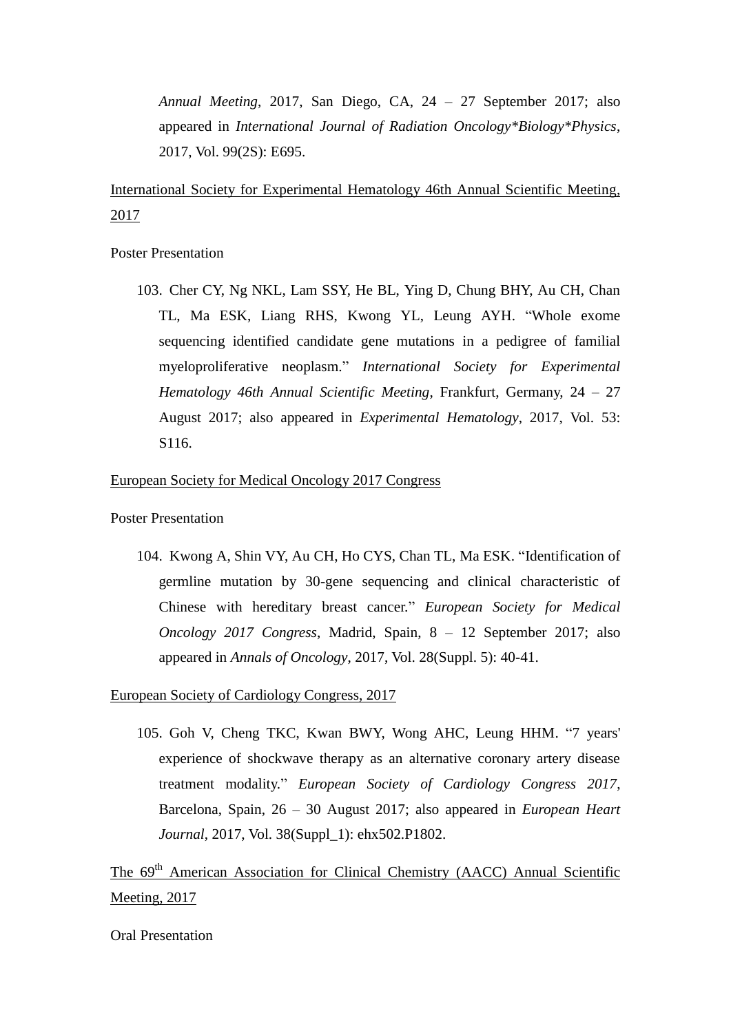*Annual Meeting*, 2017, San Diego, CA, 24 – 27 September 2017; also appeared in *International Journal of Radiation Oncology\*Biology\*Physics*, 2017, Vol. 99(2S): E695.

<u>International Society for Experimental Hematology 46th Annual Scientific Meeting, 2017</u>

Poster Presentation

103. Cher CY, Ng NKL, Lam SSY, He BL, Ying D, Chung BHY, Au CH, Chan TL, Ma ESK, Liang RHS, Kwong YL, Leung AYH. "Whole exome sequencing identified candidate gene mutations in a pedigree of familial myeloproliferative neoplasm." *International Society for Experimental Hematology 46th Annual Scientific Meeting*, Frankfurt, Germany, 24 – 27 August 2017; also appeared in *Experimental Hematology*, 2017, Vol. 53: S116.

<u>European Society for Medical Oncology 2017 Congress</u>

Poster Presentation

104. Kwong A, Shin VY, Au CH, Ho CYS, Chan TL, Ma ESK. "Identification of germline mutation by 30-gene sequencing and clinical characteristic of Chinese with hereditary breast cancer." *European Society for Medical Oncology 2017 Congress*, Madrid, Spain, 8 – 12 September 2017; also appeared in *Annals of Oncology*, 2017, Vol. 28(Suppl. 5): 40-41.

<u>European Society of Cardiology Congress, 2017</u>

105. Goh V, Cheng TKC, Kwan BWY, Wong AHC, Leung HHM. "7 years' experience of shockwave therapy as an alternative coronary artery disease treatment modality." *European Society of Cardiology Congress 2017*, Barcelona, Spain, 26 – 30 August 2017; also appeared in *European Heart Journal*, 2017, Vol. 38(Suppl_1): ehx502.P1802.

<u>The 69th American Association for Clinical Chemistry (AACC) Annual Scientific Meeting, 2017</u>

Oral Presentation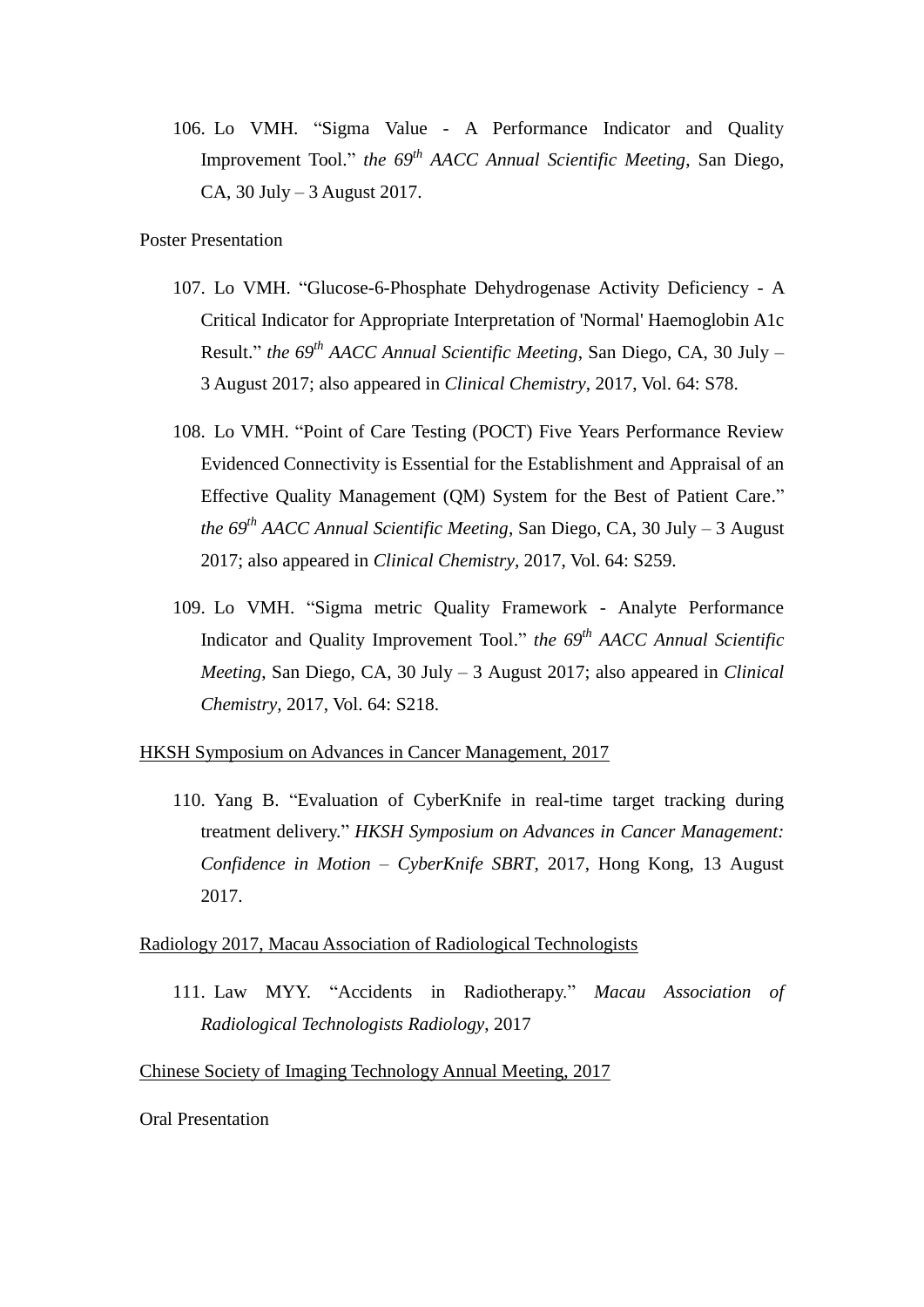106. Lo VMH. "Sigma Value - A Performance Indicator and Quality Improvement Tool." *the 69th AACC Annual Scientific Meeting*, San Diego, CA, 30 July – 3 August 2017.

Poster Presentation

107. Lo VMH. "Glucose-6-Phosphate Dehydrogenase Activity Deficiency - A Critical Indicator for Appropriate Interpretation of 'Normal' Haemoglobin A1c Result." *the 69th AACC Annual Scientific Meeting*, San Diego, CA, 30 July – 3 August 2017; also appeared in *Clinical Chemistry*, 2017, Vol. 64: S78.

108. Lo VMH. "Point of Care Testing (POCT) Five Years Performance Review Evidenced Connectivity is Essential for the Establishment and Appraisal of an Effective Quality Management (QM) System for the Best of Patient Care." *the 69th AACC Annual Scientific Meeting*, San Diego, CA, 30 July – 3 August 2017; also appeared in *Clinical Chemistry*, 2017, Vol. 64: S259.

109. Lo VMH. "Sigma metric Quality Framework - Analyte Performance Indicator and Quality Improvement Tool." *the 69th AACC Annual Scientific Meeting*, San Diego, CA, 30 July – 3 August 2017; also appeared in *Clinical Chemistry*, 2017, Vol. 64: S218.

<u>HKSH Symposium on Advances in Cancer Management, 2017</u>

110. Yang B. "Evaluation of CyberKnife in real-time target tracking during treatment delivery." *HKSH Symposium on Advances in Cancer Management: Confidence in Motion – CyberKnife SBRT*, 2017, Hong Kong, 13 August 2017.

<u>Radiology 2017, Macau Association of Radiological Technologists</u>

111. Law MYY. "Accidents in Radiotherapy." *Macau Association of Radiological Technologists Radiology*, 2017

<u>Chinese Society of Imaging Technology Annual Meeting, 2017</u>

Oral Presentation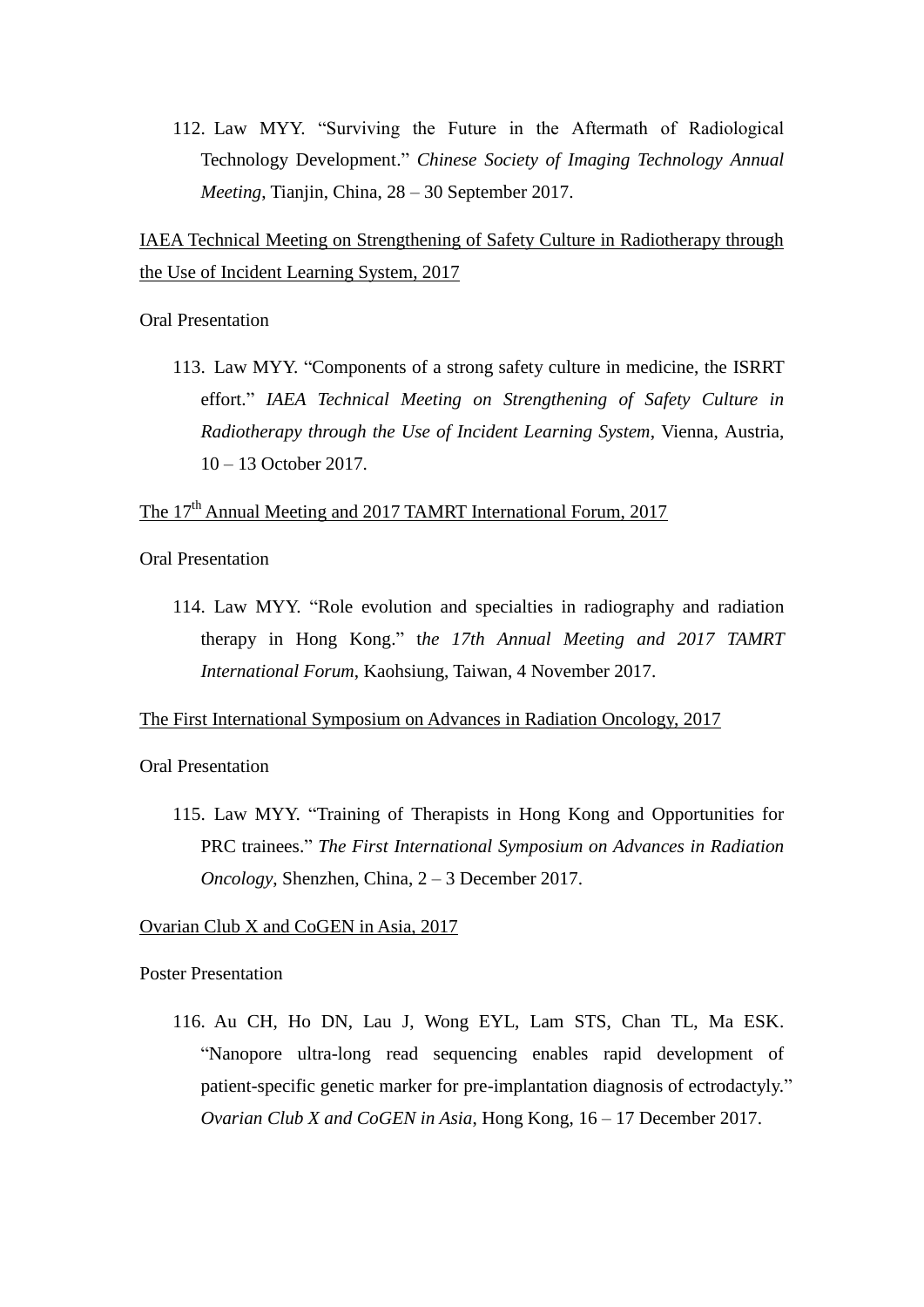112. Law MYY. “Surviving the Future in the Aftermath of Radiological Technology Development.” *Chinese Society of Imaging Technology Annual Meeting*, Tianjin, China, 28 – 30 September 2017.

<u>IAEA Technical Meeting on Strengthening of Safety Culture in Radiotherapy through the Use of Incident Learning System, 2017</u>

Oral Presentation

113. Law MYY. “Components of a strong safety culture in medicine, the ISRRT effort.” *IAEA Technical Meeting on Strengthening of Safety Culture in Radiotherapy through the Use of Incident Learning System*, Vienna, Austria, 10 – 13 October 2017.

<u>The 17th Annual Meeting and 2017 TAMRT International Forum, 2017</u>

Oral Presentation

114. Law MYY. “Role evolution and specialties in radiography and radiation therapy in Hong Kong.” t*he 17th Annual Meeting and 2017 TAMRT International Forum*, Kaohsiung, Taiwan, 4 November 2017.

<u>The First International Symposium on Advances in Radiation Oncology, 2017</u>

Oral Presentation

115. Law MYY. “Training of Therapists in Hong Kong and Opportunities for PRC trainees.” *The First International Symposium on Advances in Radiation Oncology*, Shenzhen, China, 2 – 3 December 2017.

<u>Ovarian Club X and CoGEN in Asia, 2017</u>

Poster Presentation

116. Au CH, Ho DN, Lau J, Wong EYL, Lam STS, Chan TL, Ma ESK. “Nanopore ultra-long read sequencing enables rapid development of patient-specific genetic marker for pre-implantation diagnosis of ectrodactyly.” *Ovarian Club X and CoGEN in Asia*, Hong Kong, 16 – 17 December 2017.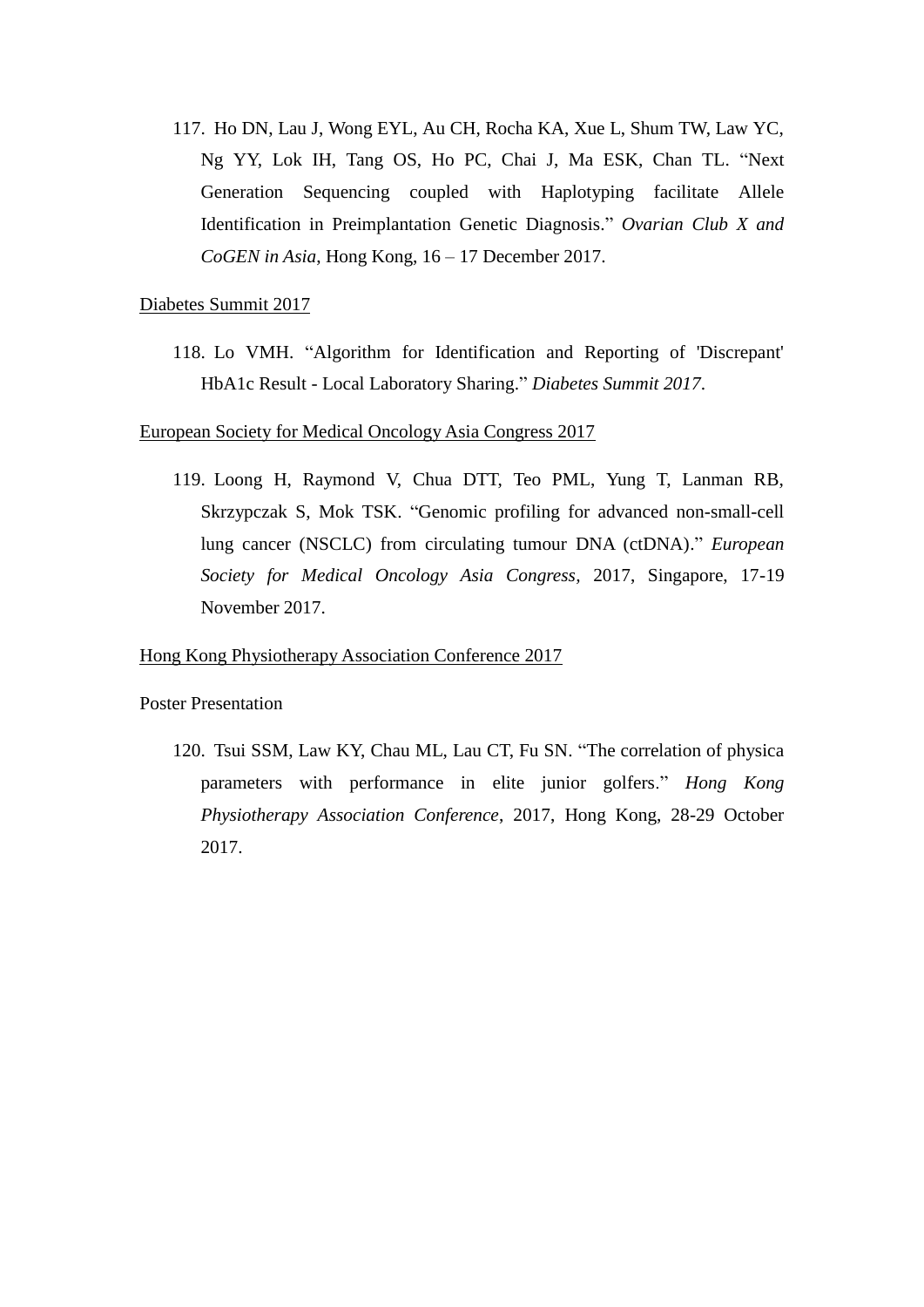117. Ho DN, Lau J, Wong EYL, Au CH, Rocha KA, Xue L, Shum TW, Law YC, Ng YY, Lok IH, Tang OS, Ho PC, Chai J, Ma ESK, Chan TL. "Next Generation Sequencing coupled with Haplotyping facilitate Allele Identification in Preimplantation Genetic Diagnosis." *Ovarian Club X and CoGEN in Asia*, Hong Kong, 16 – 17 December 2017.

<u>Diabetes Summit 2017</u>

118. Lo VMH. "Algorithm for Identification and Reporting of 'Discrepant' HbA1c Result - Local Laboratory Sharing." *Diabetes Summit 2017*.

<u>European Society for Medical Oncology Asia Congress 2017</u>

119. Loong H, Raymond V, Chua DTT, Teo PML, Yung T, Lanman RB, Skrzypczak S, Mok TSK. "Genomic profiling for advanced non-small-cell lung cancer (NSCLC) from circulating tumour DNA (ctDNA)." *European Society for Medical Oncology Asia Congress*, 2017, Singapore, 17-19 November 2017.

<u>Hong Kong Physiotherapy Association Conference 2017</u>

Poster Presentation

120. Tsui SSM, Law KY, Chau ML, Lau CT, Fu SN. "The correlation of physica parameters with performance in elite junior golfers." *Hong Kong Physiotherapy Association Conference*, 2017, Hong Kong, 28-29 October 2017.